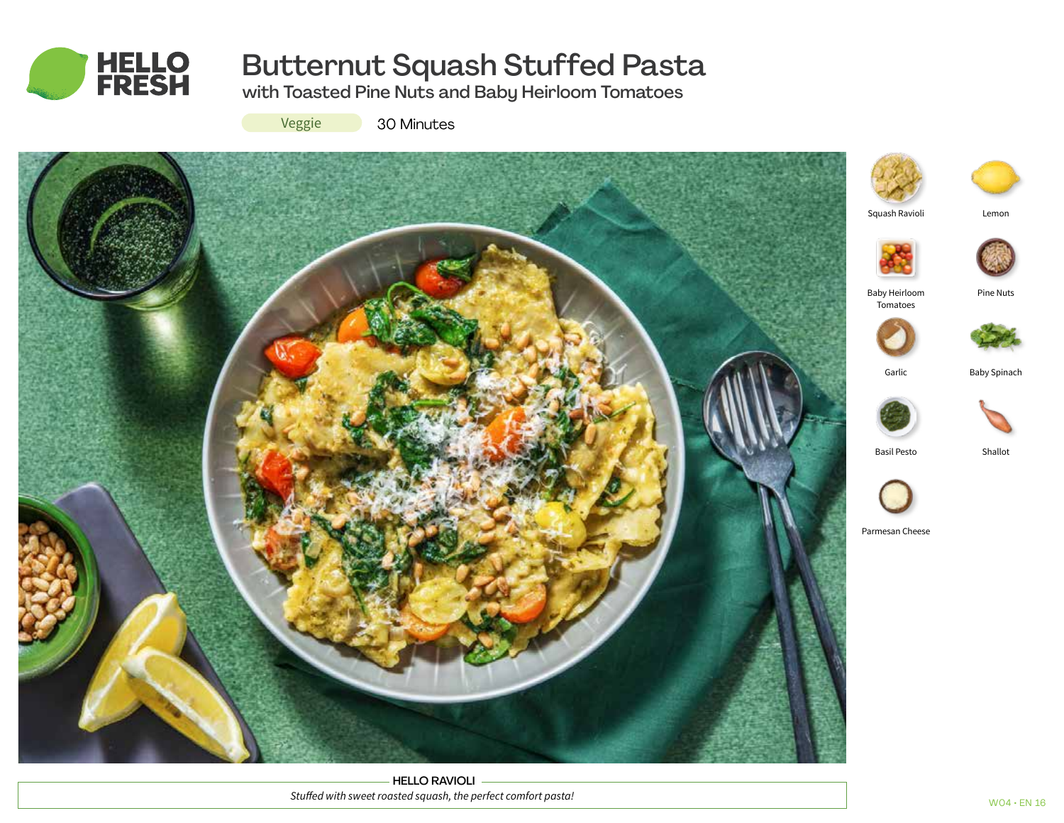# Butternut Squash Stuffed Pasta

## with Toasted Pine Nuts and Baby Heirloom Tomatoes

Veggie | 30 Minutes

- Squash Ravioli
- Lemon
- Baby Heirloom Tomatoes
- Pine Nuts
- Garlic
- Baby Spinach
- Basil Pesto
- Shallot
- Parmesan Cheese

**HELLO RAVIOLI**

*Stuffed with sweet roasted squash, the perfect comfort pasta!*

W04 · EN 16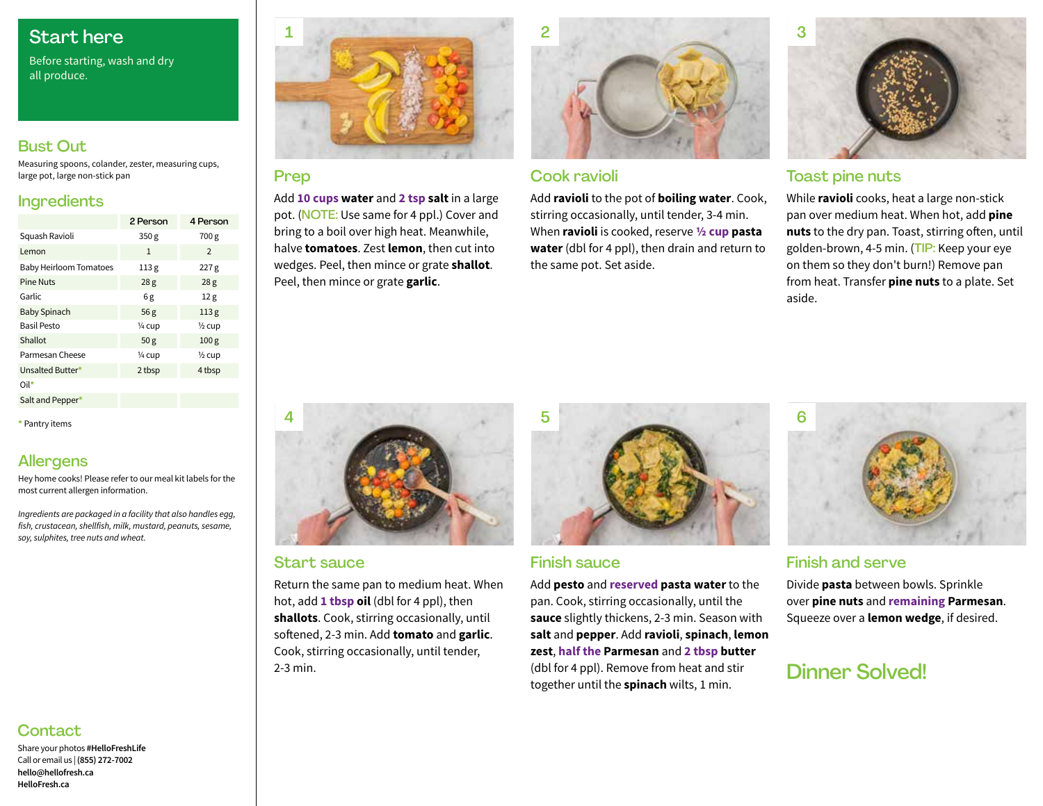## Start here

Before starting, wash and dry all produce.

## Bust Out

Measuring spoons, colander, zester, measuring cups, large pot, large non-stick pan

## Ingredients

| | 2 Person | 4 Person |
|---|---|---|
| Squash Ravioli | 350 g | 700 g |
| Lemon | 1 | 2 |
| Baby Heirloom Tomatoes | 113 g | 227 g |
| Pine Nuts | 28 g | 28 g |
| Garlic | 6 g | 12 g |
| Baby Spinach | 56 g | 113 g |
| Basil Pesto | ¼ cup | ½ cup |
| Shallot | 50 g | 100 g |
| Parmesan Cheese | ¼ cup | ½ cup |
| Unsalted Butter* | 2 tbsp | 4 tbsp |
| Oil* | | |
| Salt and Pepper* | | |

\* Pantry items

## Allergens

Hey home cooks! Please refer to our meal kit labels for the most current allergen information.

*Ingredients are packaged in a facility that also handles egg, fish, crustacean, shellfish, milk, mustard, peanuts, sesame, soy, sulphites, tree nuts and wheat.*

## Contact

Share your photos **#HelloFreshLife**
Call or email us | **(855) 272-7002**
**hello@hellofresh.ca**
**HelloFresh.ca**

### 1 Prep

Add **10 cups water** and **2 tsp salt** in a large pot. (NOTE: Use same for 4 ppl.) Cover and bring to a boil over high heat. Meanwhile, halve **tomatoes**. Zest **lemon**, then cut into wedges. Peel, then mince or grate **shallot**. Peel, then mince or grate **garlic**.

### 2 Cook ravioli

Add **ravioli** to the pot of **boiling water**. Cook, stirring occasionally, until tender, 3-4 min. When **ravioli** is cooked, reserve **½ cup pasta water** (dbl for 4 ppl), then drain and return to the same pot. Set aside.

### 3 Toast pine nuts

While **ravioli** cooks, heat a large non-stick pan over medium heat. When hot, add **pine nuts** to the dry pan. Toast, stirring often, until golden-brown, 4-5 min. (TIP: Keep your eye on them so they don't burn!) Remove pan from heat. Transfer **pine nuts** to a plate. Set aside.

### 4 Start sauce

Return the same pan to medium heat. When hot, add **1 tbsp oil** (dbl for 4 ppl), then **shallots**. Cook, stirring occasionally, until softened, 2-3 min. Add **tomato** and **garlic**. Cook, stirring occasionally, until tender, 2-3 min.

### 5 Finish sauce

Add **pesto** and **reserved pasta water** to the pan. Cook, stirring occasionally, until the **sauce** slightly thickens, 2-3 min. Season with **salt** and **pepper**. Add **ravioli**, **spinach**, **lemon zest**, **half the Parmesan** and **2 tbsp butter** (dbl for 4 ppl). Remove from heat and stir together until the **spinach** wilts, 1 min.

### 6 Finish and serve

Divide **pasta** between bowls. Sprinkle over **pine nuts** and **remaining Parmesan**. Squeeze over a **lemon wedge**, if desired.

## Dinner Solved!